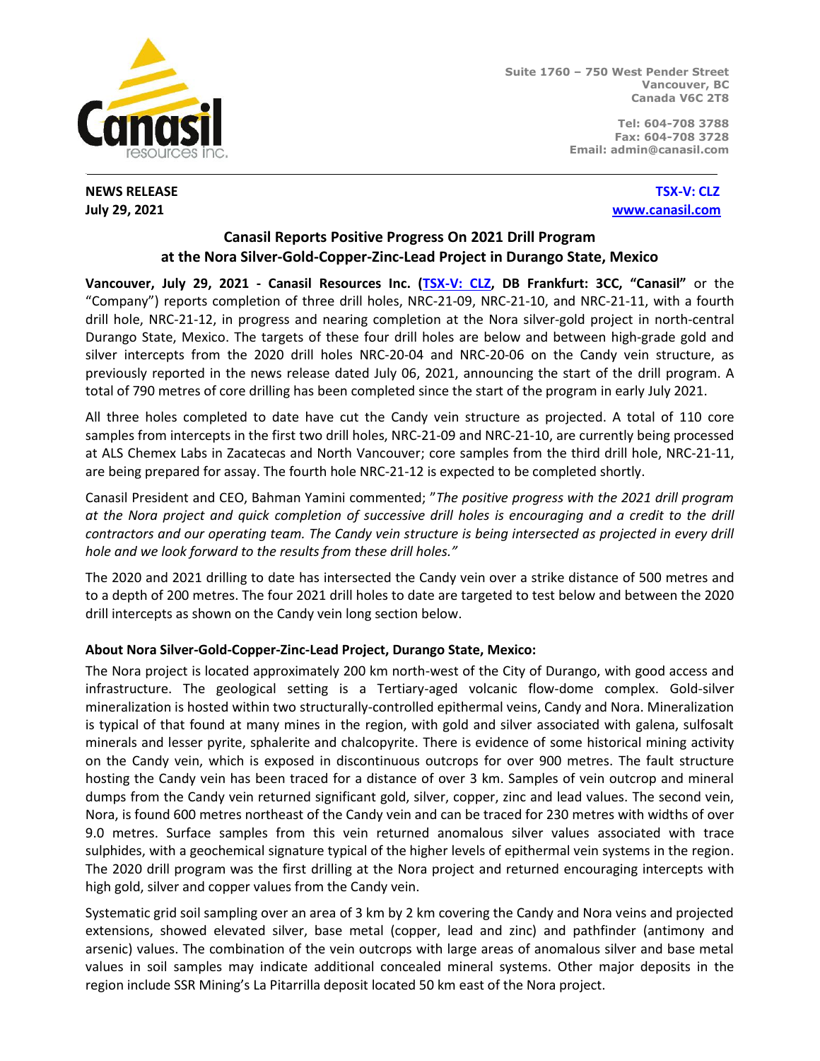Suite 1760 – 750 West Pender Street
Vancouver, BC
Canada V6C 2T8

Tel: 604-708 3788
Fax: 604-708 3728
Email: admin@canasil.com

**NEWS RELEASE** **TSX-V: CLZ**
**July 29, 2021** **www.canasil.com**

# Canasil Reports Positive Progress On 2021 Drill Program at the Nora Silver-Gold-Copper-Zinc-Lead Project in Durango State, Mexico

**Vancouver, July 29, 2021 - Canasil Resources Inc. (TSX-V: CLZ, DB Frankfurt: 3CC, "Canasil"** or the "Company") reports completion of three drill holes, NRC-21-09, NRC-21-10, and NRC-21-11, with a fourth drill hole, NRC-21-12, in progress and nearing completion at the Nora silver-gold project in north-central Durango State, Mexico. The targets of these four drill holes are below and between high-grade gold and silver intercepts from the 2020 drill holes NRC-20-04 and NRC-20-06 on the Candy vein structure, as previously reported in the news release dated July 06, 2021, announcing the start of the drill program. A total of 790 metres of core drilling has been completed since the start of the program in early July 2021.

All three holes completed to date have cut the Candy vein structure as projected. A total of 110 core samples from intercepts in the first two drill holes, NRC-21-09 and NRC-21-10, are currently being processed at ALS Chemex Labs in Zacatecas and North Vancouver; core samples from the third drill hole, NRC-21-11, are being prepared for assay. The fourth hole NRC-21-12 is expected to be completed shortly.

Canasil President and CEO, Bahman Yamini commented; "*The positive progress with the 2021 drill program at the Nora project and quick completion of successive drill holes is encouraging and a credit to the drill contractors and our operating team. The Candy vein structure is being intersected as projected in every drill hole and we look forward to the results from these drill holes."*

The 2020 and 2021 drilling to date has intersected the Candy vein over a strike distance of 500 metres and to a depth of 200 metres. The four 2021 drill holes to date are targeted to test below and between the 2020 drill intercepts as shown on the Candy vein long section below.

**About Nora Silver-Gold-Copper-Zinc-Lead Project, Durango State, Mexico:**

The Nora project is located approximately 200 km north-west of the City of Durango, with good access and infrastructure. The geological setting is a Tertiary-aged volcanic flow-dome complex. Gold-silver mineralization is hosted within two structurally-controlled epithermal veins, Candy and Nora. Mineralization is typical of that found at many mines in the region, with gold and silver associated with galena, sulfosalt minerals and lesser pyrite, sphalerite and chalcopyrite. There is evidence of some historical mining activity on the Candy vein, which is exposed in discontinuous outcrops for over 900 metres. The fault structure hosting the Candy vein has been traced for a distance of over 3 km. Samples of vein outcrop and mineral dumps from the Candy vein returned significant gold, silver, copper, zinc and lead values. The second vein, Nora, is found 600 metres northeast of the Candy vein and can be traced for 230 metres with widths of over 9.0 metres. Surface samples from this vein returned anomalous silver values associated with trace sulphides, with a geochemical signature typical of the higher levels of epithermal vein systems in the region. The 2020 drill program was the first drilling at the Nora project and returned encouraging intercepts with high gold, silver and copper values from the Candy vein.

Systematic grid soil sampling over an area of 3 km by 2 km covering the Candy and Nora veins and projected extensions, showed elevated silver, base metal (copper, lead and zinc) and pathfinder (antimony and arsenic) values. The combination of the vein outcrops with large areas of anomalous silver and base metal values in soil samples may indicate additional concealed mineral systems. Other major deposits in the region include SSR Mining's La Pitarrilla deposit located 50 km east of the Nora project.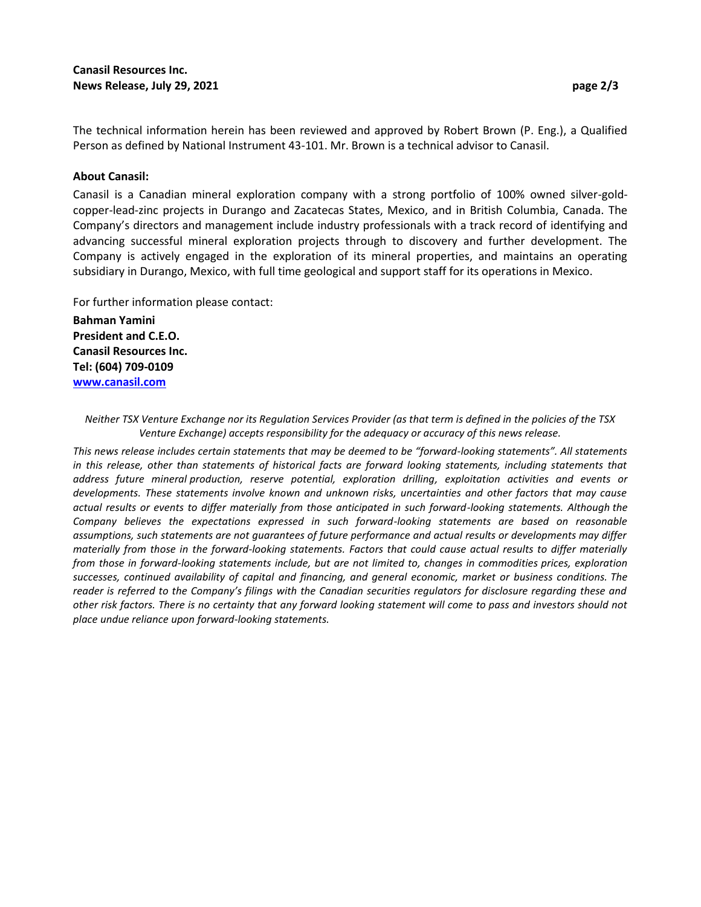The technical information herein has been reviewed and approved by Robert Brown (P. Eng.), a Qualified Person as defined by National Instrument 43-101. Mr. Brown is a technical advisor to Canasil.

**About Canasil:**

Canasil is a Canadian mineral exploration company with a strong portfolio of 100% owned silver-gold-copper-lead-zinc projects in Durango and Zacatecas States, Mexico, and in British Columbia, Canada. The Company's directors and management include industry professionals with a track record of identifying and advancing successful mineral exploration projects through to discovery and further development. The Company is actively engaged in the exploration of its mineral properties, and maintains an operating subsidiary in Durango, Mexico, with full time geological and support staff for its operations in Mexico.

For further information please contact:

**Bahman Yamini**
**President and C.E.O.**
**Canasil Resources Inc.**
**Tel: (604) 709-0109**
**[www.canasil.com](http://www.canasil.com)**

*Neither TSX Venture Exchange nor its Regulation Services Provider (as that term is defined in the policies of the TSX Venture Exchange) accepts responsibility for the adequacy or accuracy of this news release.*

*This news release includes certain statements that may be deemed to be "forward-looking statements". All statements in this release, other than statements of historical facts are forward looking statements, including statements that address future mineral production, reserve potential, exploration drilling, exploitation activities and events or developments. These statements involve known and unknown risks, uncertainties and other factors that may cause actual results or events to differ materially from those anticipated in such forward-looking statements. Although the Company believes the expectations expressed in such forward-looking statements are based on reasonable assumptions, such statements are not guarantees of future performance and actual results or developments may differ materially from those in the forward-looking statements. Factors that could cause actual results to differ materially from those in forward-looking statements include, but are not limited to, changes in commodities prices, exploration successes, continued availability of capital and financing, and general economic, market or business conditions. The reader is referred to the Company's filings with the Canadian securities regulators for disclosure regarding these and other risk factors. There is no certainty that any forward looking statement will come to pass and investors should not place undue reliance upon forward-looking statements.*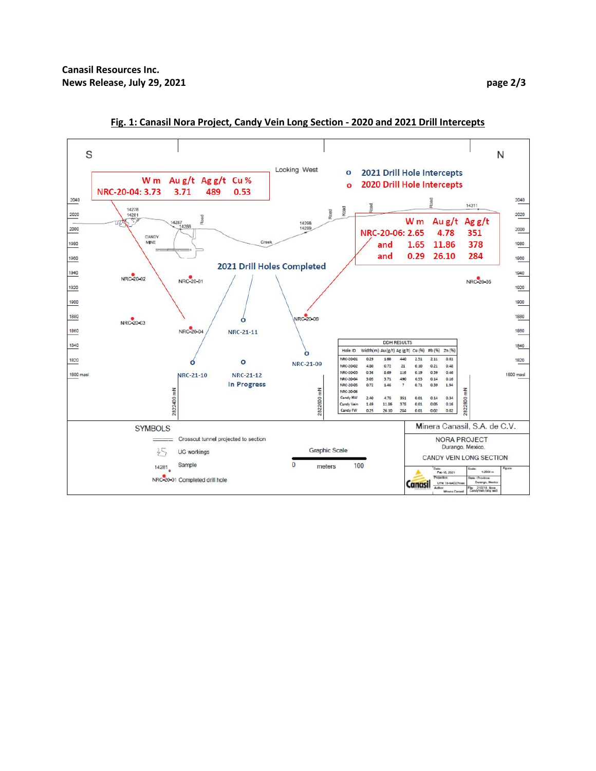**Fig. 1: Canasil Nora Project, Candy Vein Long Section - 2020 and 2021 Drill Intercepts**

S

N

Looking West

o 2021 Drill Hole Intercepts

o 2020 Drill Hole Intercepts

W m Au g/t Ag g/t Cu %

NRC-20-04: 3.73 3.71 489 0.53

W m Au g/t Ag g/t

NRC-20-06: 2.65 4.78 351

and 1.65 11.86 378

and 0.29 26.10 284

2021 Drill Holes Completed

NRC-20-01

NRC-20-02

NRC-20-03

NRC-20-04

NRC-20-05

NRC-20-06

NRC-21-09

NRC-21-10

NRC-21-11

NRC-21-12

In Progress

CANDY MINE

Creek

Road

14278

14281

14287

14288

14298

14299

14311

2040

2020

2000

1980

1960

1940

1920

1900

1880

1860

1840

1820

1800 masl

2822400 mN

2822600 mN

2822800 mN

DDH RESULTS

| Hole ID | Width(m) | Au (g/t) | Ag (g/t) | Cu (%) | Pb (%) | Zn (%) |
| --- | --- | --- | --- | --- | --- | --- |
| NRC-20-01 | 0.29 | 1.60 | 440 | 2.51 | 2.11 | 0.61 |
| NRC-20-02 | 4.80 | 0.72 | 21 | 0.10 | 0.21 | 0.48 |
| NRC-20-03 | 0.36 | 8.69 | 116 | 0.19 | 0.39 | 0.46 |
| NRC-20-04 | 3.05 | 3.71 | 490 | 0.53 | 0.14 | 0.16 |
| NRC-20-05 | 0.72 | 1.46 | 7 | 0.71 | 0.39 | 1.94 |
| NRC-20-06 | | | | | | |
| Candy HW | 2.40 | 4.78 | 351 | 0.01 | 0.14 | 0.34 |
| Candy Vein | 1.48 | 11.86 | 378 | 0.01 | 0.05 | 0.16 |
| Candy FW | 0.25 | 26.10 | 284 | 0.01 | 0.02 | 0.02 |

SYMBOLS

Crosscut tunnel projected to section

UG workings

14281 Sample

NRC-20-01 Completed drill hole

Graphic Scale

0 meters 100

Minera Canasil, S.A. de C.V.

NORA PROJECT

Durango, Mexico.

CANDY VEIN LONG SECTION

Date: Feb 16, 2021

Scale: 1:2500 m

Figure:

Projection: UTM 13-NAD27mex

State / Province: Durango, Mexico

Author: Minera Canasil

File: 210216_Nora CandyVein long sect

Canasil